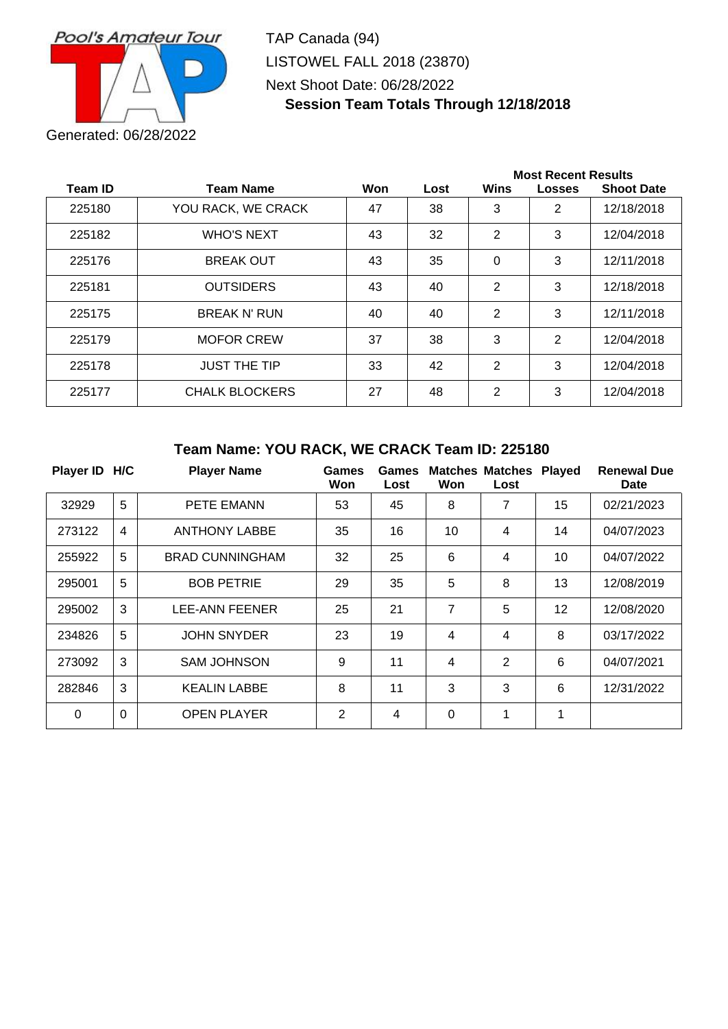Pool's Amateur Tour

TAP Canada (94)

LISTOWEL FALL 2018 (23870)

Next Shoot Date: 06/28/2022

**Session Team Totals Through 12/18/2018**

Generated: 06/28/2022

| Team ID | Team Name | Won | Lost | Most Recent Results Wins | Losses | Shoot Date |
|---|---|---|---|---|---|---|
| 225180 | YOU RACK, WE CRACK | 47 | 38 | 3 | 2 | 12/18/2018 |
| 225182 | WHO'S NEXT | 43 | 32 | 2 | 3 | 12/04/2018 |
| 225176 | BREAK OUT | 43 | 35 | 0 | 3 | 12/11/2018 |
| 225181 | OUTSIDERS | 43 | 40 | 2 | 3 | 12/18/2018 |
| 225175 | BREAK N' RUN | 40 | 40 | 2 | 3 | 12/11/2018 |
| 225179 | MOFOR CREW | 37 | 38 | 3 | 2 | 12/04/2018 |
| 225178 | JUST THE TIP | 33 | 42 | 2 | 3 | 12/04/2018 |
| 225177 | CHALK BLOCKERS | 27 | 48 | 2 | 3 | 12/04/2018 |

### Team Name: YOU RACK, WE CRACK Team ID: 225180

| Player ID | H/C | Player Name | Games Won | Games Lost | Matches Won | Matches Lost | Played | Renewal Due Date |
|---|---|---|---|---|---|---|---|---|
| 32929 | 5 | PETE EMANN | 53 | 45 | 8 | 7 | 15 | 02/21/2023 |
| 273122 | 4 | ANTHONY LABBE | 35 | 16 | 10 | 4 | 14 | 04/07/2023 |
| 255922 | 5 | BRAD CUNNINGHAM | 32 | 25 | 6 | 4 | 10 | 04/07/2022 |
| 295001 | 5 | BOB PETRIE | 29 | 35 | 5 | 8 | 13 | 12/08/2019 |
| 295002 | 3 | LEE-ANN FEENER | 25 | 21 | 7 | 5 | 12 | 12/08/2020 |
| 234826 | 5 | JOHN SNYDER | 23 | 19 | 4 | 4 | 8 | 03/17/2022 |
| 273092 | 3 | SAM JOHNSON | 9 | 11 | 4 | 2 | 6 | 04/07/2021 |
| 282846 | 3 | KEALIN LABBE | 8 | 11 | 3 | 3 | 6 | 12/31/2022 |
| 0 | 0 | OPEN PLAYER | 2 | 4 | 0 | 1 | 1 | |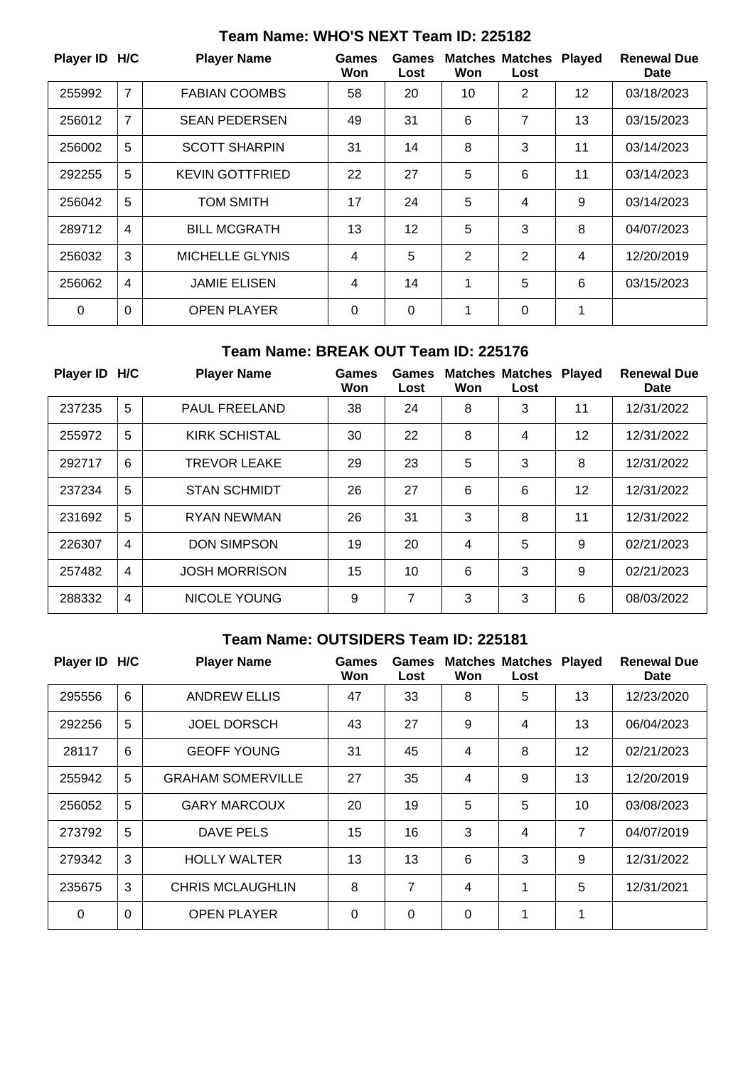### Team Name: WHO'S NEXT Team ID: 225182

| Player ID | H/C | Player Name | Games Won | Games Lost | Matches Won | Matches Lost | Played | Renewal Due Date |
|---|---|---|---|---|---|---|---|---|
| 255992 | 7 | FABIAN COOMBS | 58 | 20 | 10 | 2 | 12 | 03/18/2023 |
| 256012 | 7 | SEAN PEDERSEN | 49 | 31 | 6 | 7 | 13 | 03/15/2023 |
| 256002 | 5 | SCOTT SHARPIN | 31 | 14 | 8 | 3 | 11 | 03/14/2023 |
| 292255 | 5 | KEVIN GOTTFRIED | 22 | 27 | 5 | 6 | 11 | 03/14/2023 |
| 256042 | 5 | TOM SMITH | 17 | 24 | 5 | 4 | 9 | 03/14/2023 |
| 289712 | 4 | BILL MCGRATH | 13 | 12 | 5 | 3 | 8 | 04/07/2023 |
| 256032 | 3 | MICHELLE GLYNIS | 4 | 5 | 2 | 2 | 4 | 12/20/2019 |
| 256062 | 4 | JAMIE ELISEN | 4 | 14 | 1 | 5 | 6 | 03/15/2023 |
| 0 | 0 | OPEN PLAYER | 0 | 0 | 1 | 0 | 1 | |

### Team Name: BREAK OUT Team ID: 225176

| Player ID | H/C | Player Name | Games Won | Games Lost | Matches Won | Matches Lost | Played | Renewal Due Date |
|---|---|---|---|---|---|---|---|---|
| 237235 | 5 | PAUL FREELAND | 38 | 24 | 8 | 3 | 11 | 12/31/2022 |
| 255972 | 5 | KIRK SCHISTAL | 30 | 22 | 8 | 4 | 12 | 12/31/2022 |
| 292717 | 6 | TREVOR LEAKE | 29 | 23 | 5 | 3 | 8 | 12/31/2022 |
| 237234 | 5 | STAN SCHMIDT | 26 | 27 | 6 | 6 | 12 | 12/31/2022 |
| 231692 | 5 | RYAN NEWMAN | 26 | 31 | 3 | 8 | 11 | 12/31/2022 |
| 226307 | 4 | DON SIMPSON | 19 | 20 | 4 | 5 | 9 | 02/21/2023 |
| 257482 | 4 | JOSH MORRISON | 15 | 10 | 6 | 3 | 9 | 02/21/2023 |
| 288332 | 4 | NICOLE YOUNG | 9 | 7 | 3 | 3 | 6 | 08/03/2022 |

### Team Name: OUTSIDERS Team ID: 225181

| Player ID | H/C | Player Name | Games Won | Games Lost | Matches Won | Matches Lost | Played | Renewal Due Date |
|---|---|---|---|---|---|---|---|---|
| 295556 | 6 | ANDREW ELLIS | 47 | 33 | 8 | 5 | 13 | 12/23/2020 |
| 292256 | 5 | JOEL DORSCH | 43 | 27 | 9 | 4 | 13 | 06/04/2023 |
| 28117 | 6 | GEOFF YOUNG | 31 | 45 | 4 | 8 | 12 | 02/21/2023 |
| 255942 | 5 | GRAHAM SOMERVILLE | 27 | 35 | 4 | 9 | 13 | 12/20/2019 |
| 256052 | 5 | GARY MARCOUX | 20 | 19 | 5 | 5 | 10 | 03/08/2023 |
| 273792 | 5 | DAVE PELS | 15 | 16 | 3 | 4 | 7 | 04/07/2019 |
| 279342 | 3 | HOLLY WALTER | 13 | 13 | 6 | 3 | 9 | 12/31/2022 |
| 235675 | 3 | CHRIS MCLAUGHLIN | 8 | 7 | 4 | 1 | 5 | 12/31/2021 |
| 0 | 0 | OPEN PLAYER | 0 | 0 | 0 | 1 | 1 | |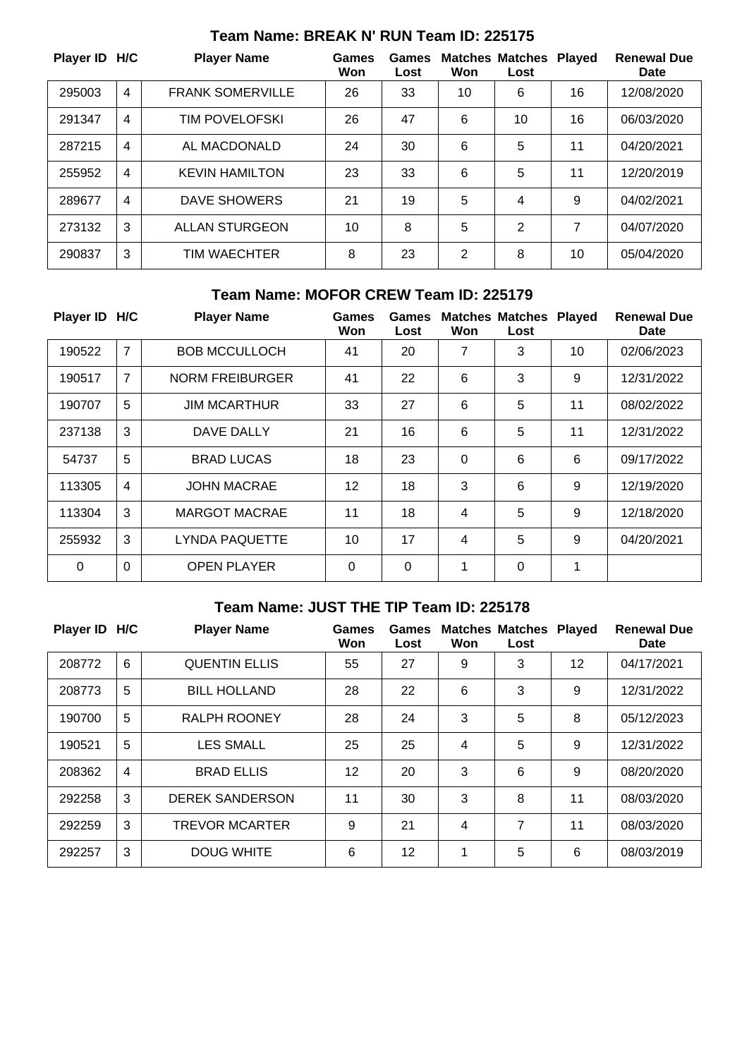### Team Name: BREAK N' RUN Team ID: 225175

| Player ID | H/C | Player Name | Games Won | Games Lost | Matches Won | Matches Lost | Played | Renewal Due Date |
|---|---|---|---|---|---|---|---|---|
| 295003 | 4 | FRANK SOMERVILLE | 26 | 33 | 10 | 6 | 16 | 12/08/2020 |
| 291347 | 4 | TIM POVELOFSKI | 26 | 47 | 6 | 10 | 16 | 06/03/2020 |
| 287215 | 4 | AL MACDONALD | 24 | 30 | 6 | 5 | 11 | 04/20/2021 |
| 255952 | 4 | KEVIN HAMILTON | 23 | 33 | 6 | 5 | 11 | 12/20/2019 |
| 289677 | 4 | DAVE SHOWERS | 21 | 19 | 5 | 4 | 9 | 04/02/2021 |
| 273132 | 3 | ALLAN STURGEON | 10 | 8 | 5 | 2 | 7 | 04/07/2020 |
| 290837 | 3 | TIM WAECHTER | 8 | 23 | 2 | 8 | 10 | 05/04/2020 |

### Team Name: MOFOR CREW Team ID: 225179

| Player ID | H/C | Player Name | Games Won | Games Lost | Matches Won | Matches Lost | Played | Renewal Due Date |
|---|---|---|---|---|---|---|---|---|
| 190522 | 7 | BOB MCCULLOCH | 41 | 20 | 7 | 3 | 10 | 02/06/2023 |
| 190517 | 7 | NORM FREIBURGER | 41 | 22 | 6 | 3 | 9 | 12/31/2022 |
| 190707 | 5 | JIM MCARTHUR | 33 | 27 | 6 | 5 | 11 | 08/02/2022 |
| 237138 | 3 | DAVE DALLY | 21 | 16 | 6 | 5 | 11 | 12/31/2022 |
| 54737 | 5 | BRAD LUCAS | 18 | 23 | 0 | 6 | 6 | 09/17/2022 |
| 113305 | 4 | JOHN MACRAE | 12 | 18 | 3 | 6 | 9 | 12/19/2020 |
| 113304 | 3 | MARGOT MACRAE | 11 | 18 | 4 | 5 | 9 | 12/18/2020 |
| 255932 | 3 | LYNDA PAQUETTE | 10 | 17 | 4 | 5 | 9 | 04/20/2021 |
| 0 | 0 | OPEN PLAYER | 0 | 0 | 1 | 0 | 1 | |

### Team Name: JUST THE TIP Team ID: 225178

| Player ID | H/C | Player Name | Games Won | Games Lost | Matches Won | Matches Lost | Played | Renewal Due Date |
|---|---|---|---|---|---|---|---|---|
| 208772 | 6 | QUENTIN ELLIS | 55 | 27 | 9 | 3 | 12 | 04/17/2021 |
| 208773 | 5 | BILL HOLLAND | 28 | 22 | 6 | 3 | 9 | 12/31/2022 |
| 190700 | 5 | RALPH ROONEY | 28 | 24 | 3 | 5 | 8 | 05/12/2023 |
| 190521 | 5 | LES SMALL | 25 | 25 | 4 | 5 | 9 | 12/31/2022 |
| 208362 | 4 | BRAD ELLIS | 12 | 20 | 3 | 6 | 9 | 08/20/2020 |
| 292258 | 3 | DEREK SANDERSON | 11 | 30 | 3 | 8 | 11 | 08/03/2020 |
| 292259 | 3 | TREVOR MCARTER | 9 | 21 | 4 | 7 | 11 | 08/03/2020 |
| 292257 | 3 | DOUG WHITE | 6 | 12 | 1 | 5 | 6 | 08/03/2019 |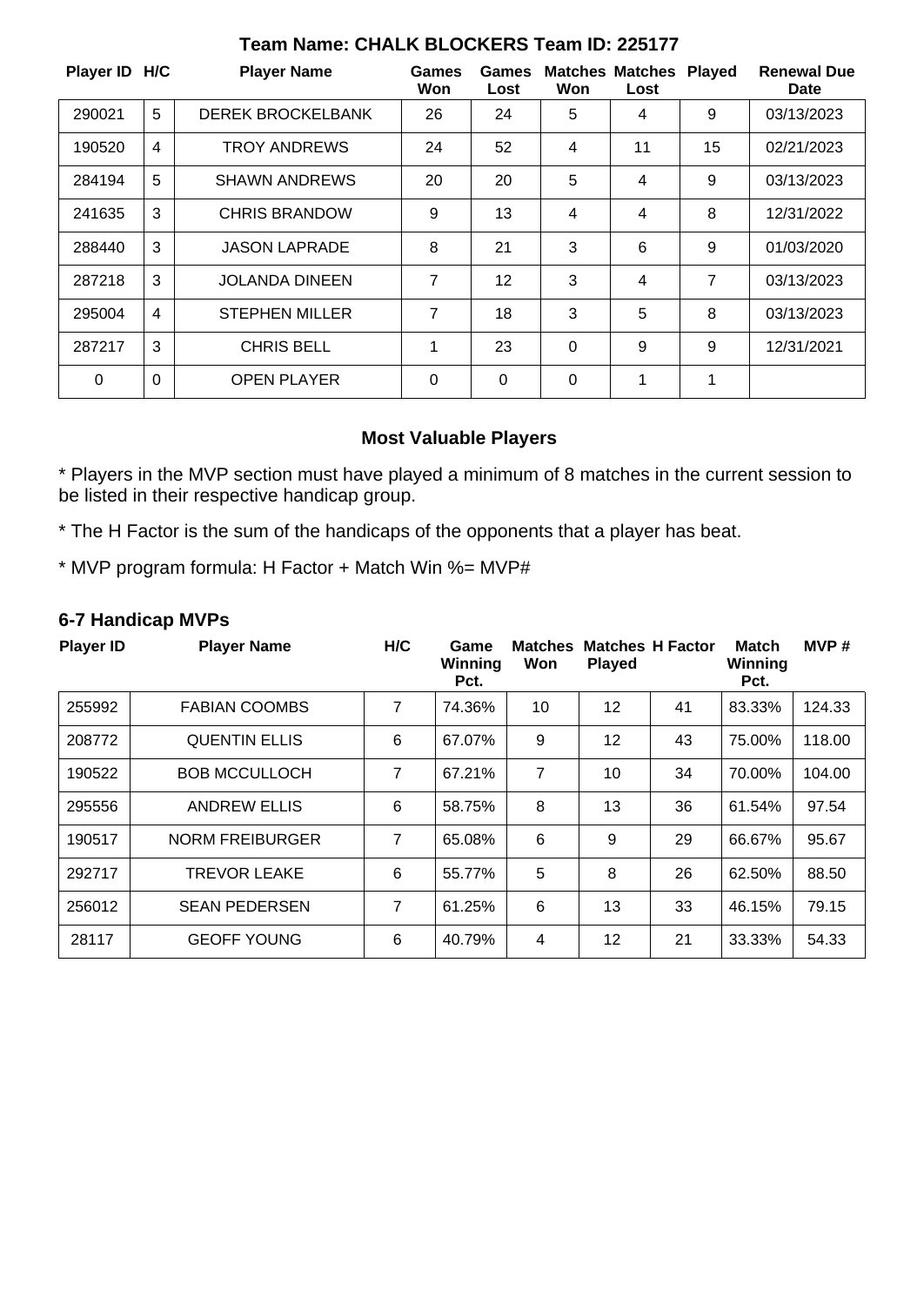## Team Name: CHALK BLOCKERS Team ID: 225177

| Player ID | H/C | Player Name | Games Won | Games Lost | Matches Won | Matches Lost | Played | Renewal Due Date |
|---|---|---|---|---|---|---|---|---|
| 290021 | 5 | DEREK BROCKELBANK | 26 | 24 | 5 | 4 | 9 | 03/13/2023 |
| 190520 | 4 | TROY ANDREWS | 24 | 52 | 4 | 11 | 15 | 02/21/2023 |
| 284194 | 5 | SHAWN ANDREWS | 20 | 20 | 5 | 4 | 9 | 03/13/2023 |
| 241635 | 3 | CHRIS BRANDOW | 9 | 13 | 4 | 4 | 8 | 12/31/2022 |
| 288440 | 3 | JASON LAPRADE | 8 | 21 | 3 | 6 | 9 | 01/03/2020 |
| 287218 | 3 | JOLANDA DINEEN | 7 | 12 | 3 | 4 | 7 | 03/13/2023 |
| 295004 | 4 | STEPHEN MILLER | 7 | 18 | 3 | 5 | 8 | 03/13/2023 |
| 287217 | 3 | CHRIS BELL | 1 | 23 | 0 | 9 | 9 | 12/31/2021 |
| 0 | 0 | OPEN PLAYER | 0 | 0 | 0 | 1 | 1 | |

## Most Valuable Players

* Players in the MVP section must have played a minimum of 8 matches in the current session to be listed in their respective handicap group.

* The H Factor is the sum of the handicaps of the opponents that a player has beat.

* MVP program formula: H Factor + Match Win %= MVP#

### 6-7 Handicap MVPs

| Player ID | Player Name | H/C | Game Winning Pct. | Matches Won | Matches Played | H Factor | Match Winning Pct. | MVP # |
|---|---|---|---|---|---|---|---|---|
| 255992 | FABIAN COOMBS | 7 | 74.36% | 10 | 12 | 41 | 83.33% | 124.33 |
| 208772 | QUENTIN ELLIS | 6 | 67.07% | 9 | 12 | 43 | 75.00% | 118.00 |
| 190522 | BOB MCCULLOCH | 7 | 67.21% | 7 | 10 | 34 | 70.00% | 104.00 |
| 295556 | ANDREW ELLIS | 6 | 58.75% | 8 | 13 | 36 | 61.54% | 97.54 |
| 190517 | NORM FREIBURGER | 7 | 65.08% | 6 | 9 | 29 | 66.67% | 95.67 |
| 292717 | TREVOR LEAKE | 6 | 55.77% | 5 | 8 | 26 | 62.50% | 88.50 |
| 256012 | SEAN PEDERSEN | 7 | 61.25% | 6 | 13 | 33 | 46.15% | 79.15 |
| 28117 | GEOFF YOUNG | 6 | 40.79% | 4 | 12 | 21 | 33.33% | 54.33 |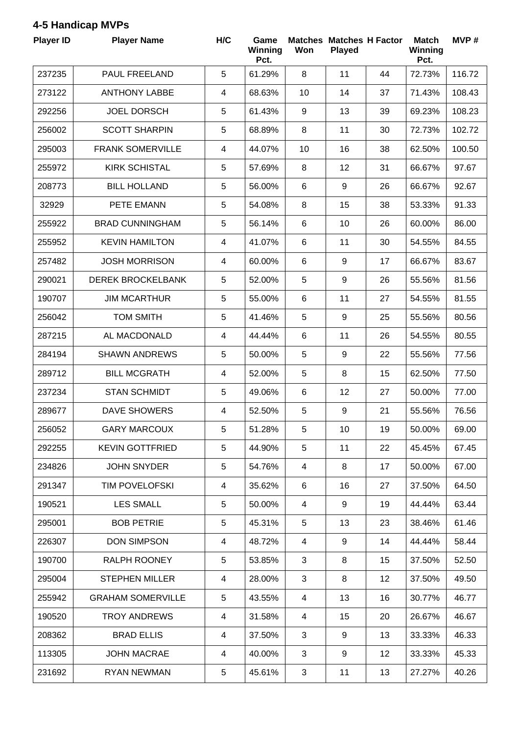## 4-5 Handicap MVPs

| Player ID | Player Name | H/C | Game Winning Pct. | Matches Won | Matches Played | H Factor | Match Winning Pct. | MVP # |
|---|---|---|---|---|---|---|---|---|
| 237235 | PAUL FREELAND | 5 | 61.29% | 8 | 11 | 44 | 72.73% | 116.72 |
| 273122 | ANTHONY LABBE | 4 | 68.63% | 10 | 14 | 37 | 71.43% | 108.43 |
| 292256 | JOEL DORSCH | 5 | 61.43% | 9 | 13 | 39 | 69.23% | 108.23 |
| 256002 | SCOTT SHARPIN | 5 | 68.89% | 8 | 11 | 30 | 72.73% | 102.72 |
| 295003 | FRANK SOMERVILLE | 4 | 44.07% | 10 | 16 | 38 | 62.50% | 100.50 |
| 255972 | KIRK SCHISTAL | 5 | 57.69% | 8 | 12 | 31 | 66.67% | 97.67 |
| 208773 | BILL HOLLAND | 5 | 56.00% | 6 | 9 | 26 | 66.67% | 92.67 |
| 32929 | PETE EMANN | 5 | 54.08% | 8 | 15 | 38 | 53.33% | 91.33 |
| 255922 | BRAD CUNNINGHAM | 5 | 56.14% | 6 | 10 | 26 | 60.00% | 86.00 |
| 255952 | KEVIN HAMILTON | 4 | 41.07% | 6 | 11 | 30 | 54.55% | 84.55 |
| 257482 | JOSH MORRISON | 4 | 60.00% | 6 | 9 | 17 | 66.67% | 83.67 |
| 290021 | DEREK BROCKELBANK | 5 | 52.00% | 5 | 9 | 26 | 55.56% | 81.56 |
| 190707 | JIM MCARTHUR | 5 | 55.00% | 6 | 11 | 27 | 54.55% | 81.55 |
| 256042 | TOM SMITH | 5 | 41.46% | 5 | 9 | 25 | 55.56% | 80.56 |
| 287215 | AL MACDONALD | 4 | 44.44% | 6 | 11 | 26 | 54.55% | 80.55 |
| 284194 | SHAWN ANDREWS | 5 | 50.00% | 5 | 9 | 22 | 55.56% | 77.56 |
| 289712 | BILL MCGRATH | 4 | 52.00% | 5 | 8 | 15 | 62.50% | 77.50 |
| 237234 | STAN SCHMIDT | 5 | 49.06% | 6 | 12 | 27 | 50.00% | 77.00 |
| 289677 | DAVE SHOWERS | 4 | 52.50% | 5 | 9 | 21 | 55.56% | 76.56 |
| 256052 | GARY MARCOUX | 5 | 51.28% | 5 | 10 | 19 | 50.00% | 69.00 |
| 292255 | KEVIN GOTTFRIED | 5 | 44.90% | 5 | 11 | 22 | 45.45% | 67.45 |
| 234826 | JOHN SNYDER | 5 | 54.76% | 4 | 8 | 17 | 50.00% | 67.00 |
| 291347 | TIM POVELOFSKI | 4 | 35.62% | 6 | 16 | 27 | 37.50% | 64.50 |
| 190521 | LES SMALL | 5 | 50.00% | 4 | 9 | 19 | 44.44% | 63.44 |
| 295001 | BOB PETRIE | 5 | 45.31% | 5 | 13 | 23 | 38.46% | 61.46 |
| 226307 | DON SIMPSON | 4 | 48.72% | 4 | 9 | 14 | 44.44% | 58.44 |
| 190700 | RALPH ROONEY | 5 | 53.85% | 3 | 8 | 15 | 37.50% | 52.50 |
| 295004 | STEPHEN MILLER | 4 | 28.00% | 3 | 8 | 12 | 37.50% | 49.50 |
| 255942 | GRAHAM SOMERVILLE | 5 | 43.55% | 4 | 13 | 16 | 30.77% | 46.77 |
| 190520 | TROY ANDREWS | 4 | 31.58% | 4 | 15 | 20 | 26.67% | 46.67 |
| 208362 | BRAD ELLIS | 4 | 37.50% | 3 | 9 | 13 | 33.33% | 46.33 |
| 113305 | JOHN MACRAE | 4 | 40.00% | 3 | 9 | 12 | 33.33% | 45.33 |
| 231692 | RYAN NEWMAN | 5 | 45.61% | 3 | 11 | 13 | 27.27% | 40.26 |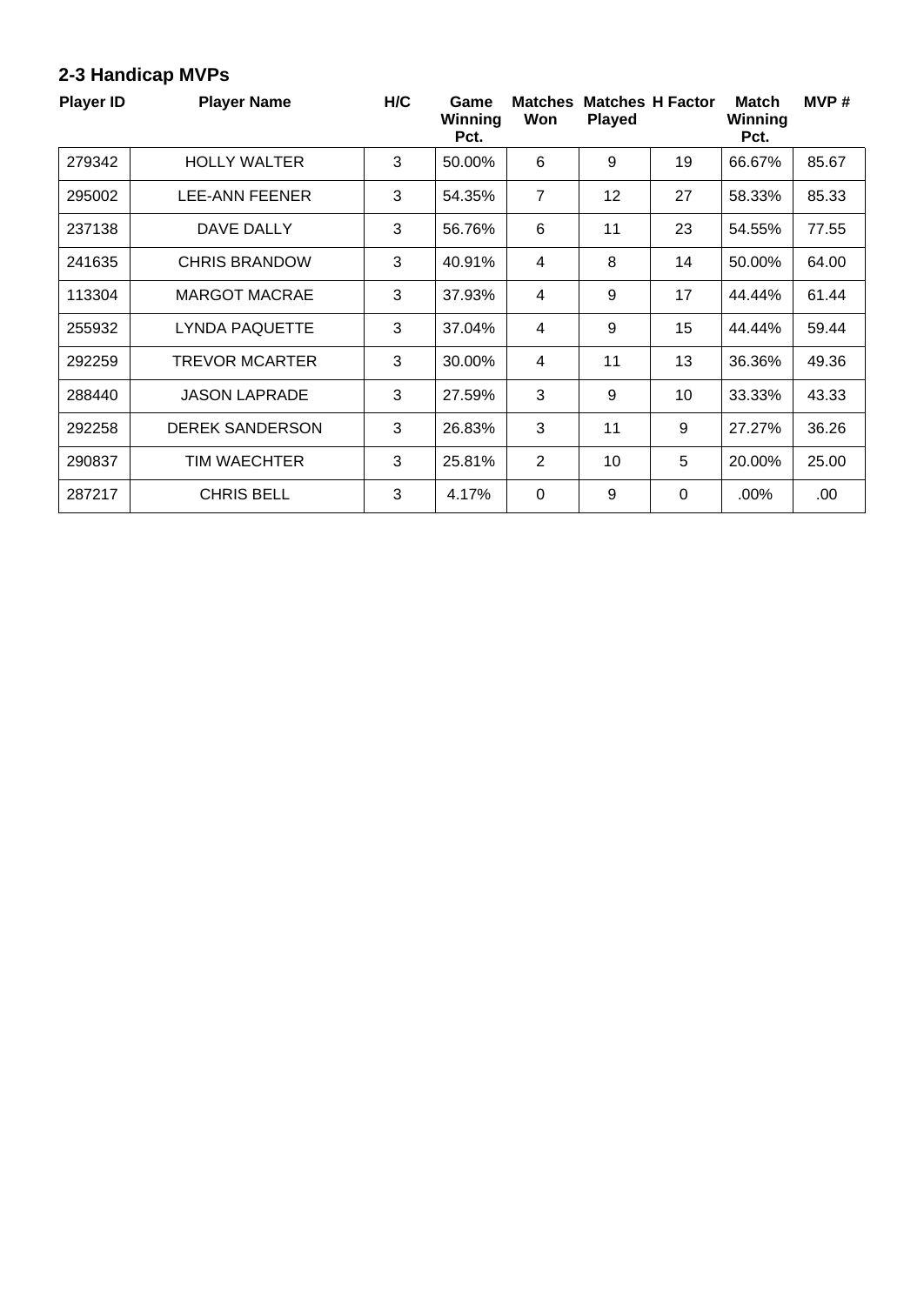## 2-3 Handicap MVPs

| Player ID | Player Name | H/C | Game Winning Pct. | Matches Won | Matches Played | H Factor | Match Winning Pct. | MVP # |
|---|---|---|---|---|---|---|---|---|
| 279342 | HOLLY WALTER | 3 | 50.00% | 6 | 9 | 19 | 66.67% | 85.67 |
| 295002 | LEE-ANN FEENER | 3 | 54.35% | 7 | 12 | 27 | 58.33% | 85.33 |
| 237138 | DAVE DALLY | 3 | 56.76% | 6 | 11 | 23 | 54.55% | 77.55 |
| 241635 | CHRIS BRANDOW | 3 | 40.91% | 4 | 8 | 14 | 50.00% | 64.00 |
| 113304 | MARGOT MACRAE | 3 | 37.93% | 4 | 9 | 17 | 44.44% | 61.44 |
| 255932 | LYNDA PAQUETTE | 3 | 37.04% | 4 | 9 | 15 | 44.44% | 59.44 |
| 292259 | TREVOR MCARTER | 3 | 30.00% | 4 | 11 | 13 | 36.36% | 49.36 |
| 288440 | JASON LAPRADE | 3 | 27.59% | 3 | 9 | 10 | 33.33% | 43.33 |
| 292258 | DEREK SANDERSON | 3 | 26.83% | 3 | 11 | 9 | 27.27% | 36.26 |
| 290837 | TIM WAECHTER | 3 | 25.81% | 2 | 10 | 5 | 20.00% | 25.00 |
| 287217 | CHRIS BELL | 3 | 4.17% | 0 | 9 | 0 | .00% | .00 |